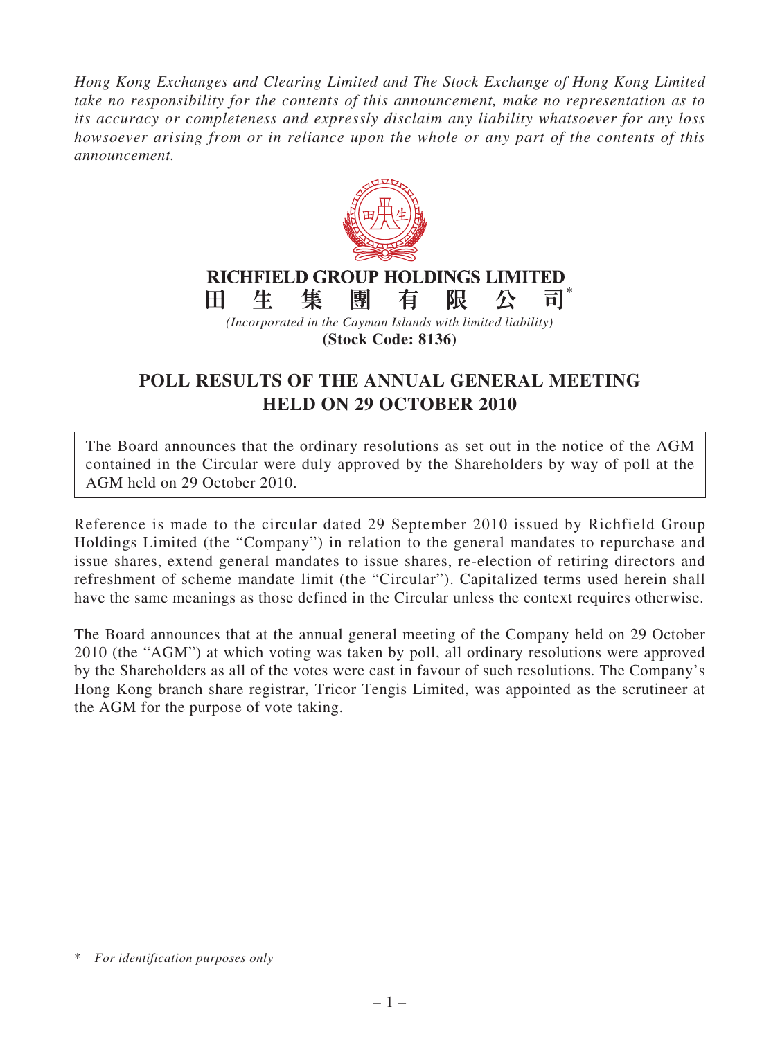*Hong Kong Exchanges and Clearing Limited and The Stock Exchange of Hong Kong Limited take no responsibility for the contents of this announcement, make no representation as to its accuracy or completeness and expressly disclaim any liability whatsoever for any loss howsoever arising from or in reliance upon the whole or any part of the contents of this announcement.*

**RICHFIELD GROUP HOLDINGS LIMITED**

**田生集團有限公司***

*(Incorporated in the Cayman Islands with limited liability)*

**(Stock Code: 8136)**

# POLL RESULTS OF THE ANNUAL GENERAL MEETING HELD ON 29 OCTOBER 2010

The Board announces that the ordinary resolutions as set out in the notice of the AGM contained in the Circular were duly approved by the Shareholders by way of poll at the AGM held on 29 October 2010.

Reference is made to the circular dated 29 September 2010 issued by Richfield Group Holdings Limited (the "Company") in relation to the general mandates to repurchase and issue shares, extend general mandates to issue shares, re-election of retiring directors and refreshment of scheme mandate limit (the "Circular"). Capitalized terms used herein shall have the same meanings as those defined in the Circular unless the context requires otherwise.

The Board announces that at the annual general meeting of the Company held on 29 October 2010 (the "AGM") at which voting was taken by poll, all ordinary resolutions were approved by the Shareholders as all of the votes were cast in favour of such resolutions. The Company's Hong Kong branch share registrar, Tricor Tengis Limited, was appointed as the scrutineer at the AGM for the purpose of vote taking.

\* *For identification purposes only*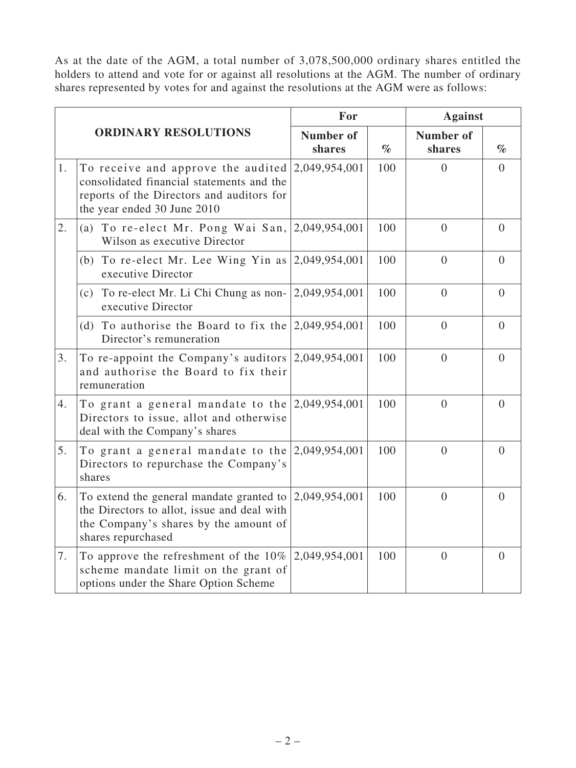As at the date of the AGM, a total number of 3,078,500,000 ordinary shares entitled the holders to attend and vote for or against all resolutions at the AGM. The number of ordinary shares represented by votes for and against the resolutions at the AGM were as follows:

| ORDINARY RESOLUTIONS | | For | | Against | |
|---|---|---|---|---|---|
| | | Number of shares | % | Number of shares | % |
| 1. | To receive and approve the audited consolidated financial statements and the reports of the Directors and auditors for the year ended 30 June 2010 | 2,049,954,001 | 100 | 0 | 0 |
| 2. | (a) To re-elect Mr. Pong Wai San, Wilson as executive Director | 2,049,954,001 | 100 | 0 | 0 |
| | (b) To re-elect Mr. Lee Wing Yin as executive Director | 2,049,954,001 | 100 | 0 | 0 |
| | (c) To re-elect Mr. Li Chi Chung as non-executive Director | 2,049,954,001 | 100 | 0 | 0 |
| | (d) To authorise the Board to fix the Director's remuneration | 2,049,954,001 | 100 | 0 | 0 |
| 3. | To re-appoint the Company's auditors and authorise the Board to fix their remuneration | 2,049,954,001 | 100 | 0 | 0 |
| 4. | To grant a general mandate to the Directors to issue, allot and otherwise deal with the Company's shares | 2,049,954,001 | 100 | 0 | 0 |
| 5. | To grant a general mandate to the Directors to repurchase the Company's shares | 2,049,954,001 | 100 | 0 | 0 |
| 6. | To extend the general mandate granted to the Directors to allot, issue and deal with the Company's shares by the amount of shares repurchased | 2,049,954,001 | 100 | 0 | 0 |
| 7. | To approve the refreshment of the 10% scheme mandate limit on the grant of options under the Share Option Scheme | 2,049,954,001 | 100 | 0 | 0 |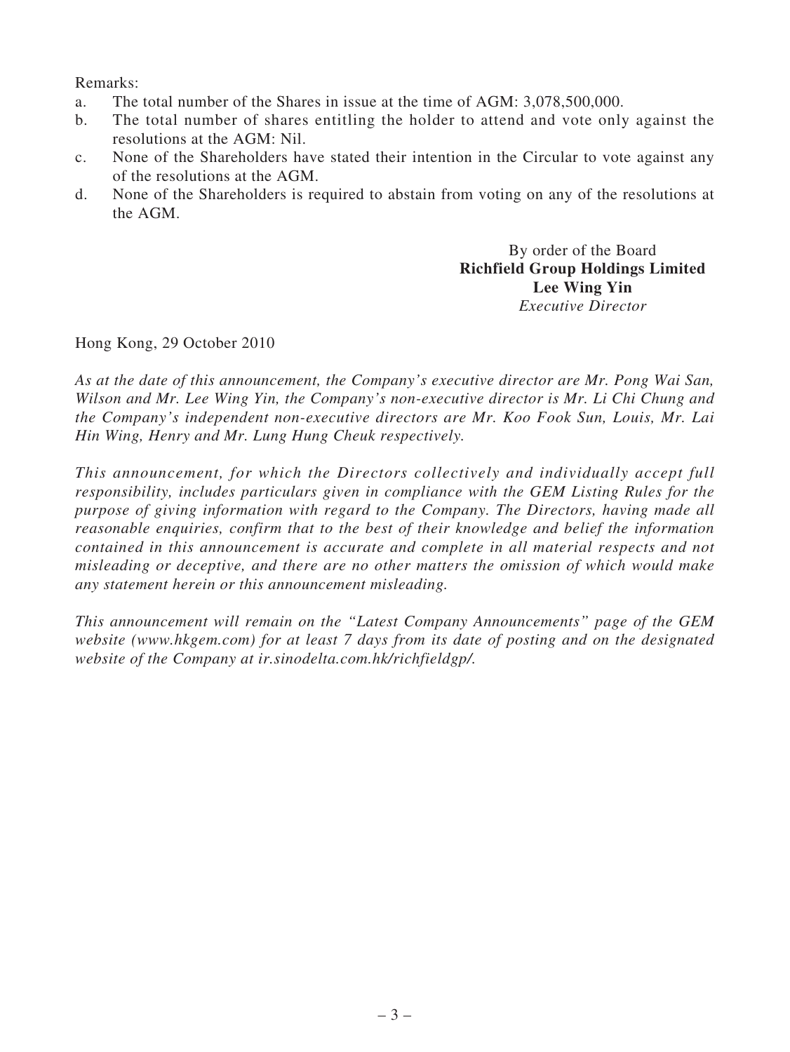Remarks:

a. The total number of the Shares in issue at the time of AGM: 3,078,500,000.
b. The total number of shares entitling the holder to attend and vote only against the resolutions at the AGM: Nil.
c. None of the Shareholders have stated their intention in the Circular to vote against any of the resolutions at the AGM.
d. None of the Shareholders is required to abstain from voting on any of the resolutions at the AGM.

By order of the Board
**Richfield Group Holdings Limited**
**Lee Wing Yin**
*Executive Director*

Hong Kong, 29 October 2010

*As at the date of this announcement, the Company's executive director are Mr. Pong Wai San, Wilson and Mr. Lee Wing Yin, the Company's non-executive director is Mr. Li Chi Chung and the Company's independent non-executive directors are Mr. Koo Fook Sun, Louis, Mr. Lai Hin Wing, Henry and Mr. Lung Hung Cheuk respectively.*

*This announcement, for which the Directors collectively and individually accept full responsibility, includes particulars given in compliance with the GEM Listing Rules for the purpose of giving information with regard to the Company. The Directors, having made all reasonable enquiries, confirm that to the best of their knowledge and belief the information contained in this announcement is accurate and complete in all material respects and not misleading or deceptive, and there are no other matters the omission of which would make any statement herein or this announcement misleading.*

*This announcement will remain on the "Latest Company Announcements" page of the GEM website (www.hkgem.com) for at least 7 days from its date of posting and on the designated website of the Company at ir.sinodelta.com.hk/richfieldgp/.*